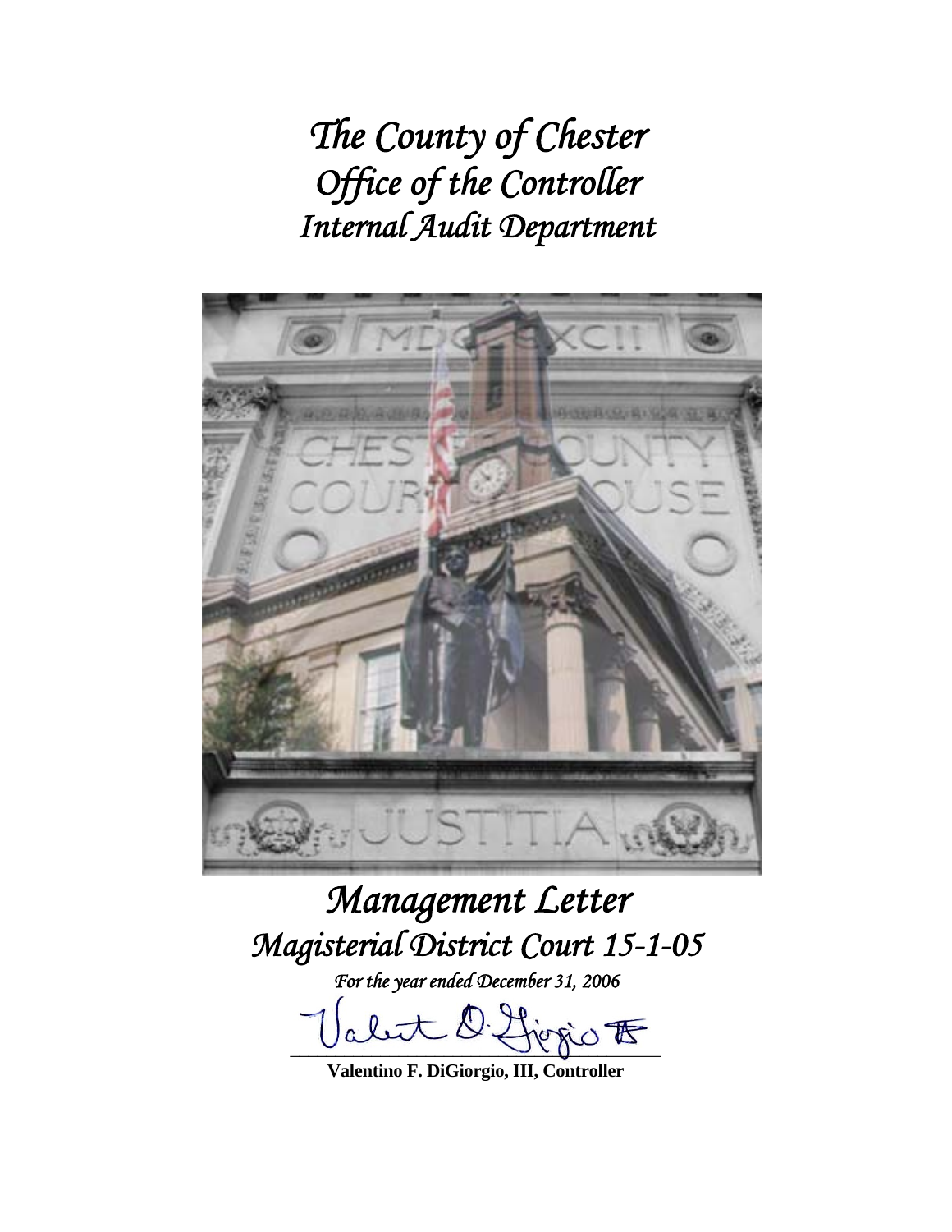# The County of Chester
# Office of the Controller
# Internal Audit Department

# Management Letter
# Magisterial District Court 15-1-05

*For the year ended December 31, 2006*

**Valentino F. DiGiorgio, III, Controller**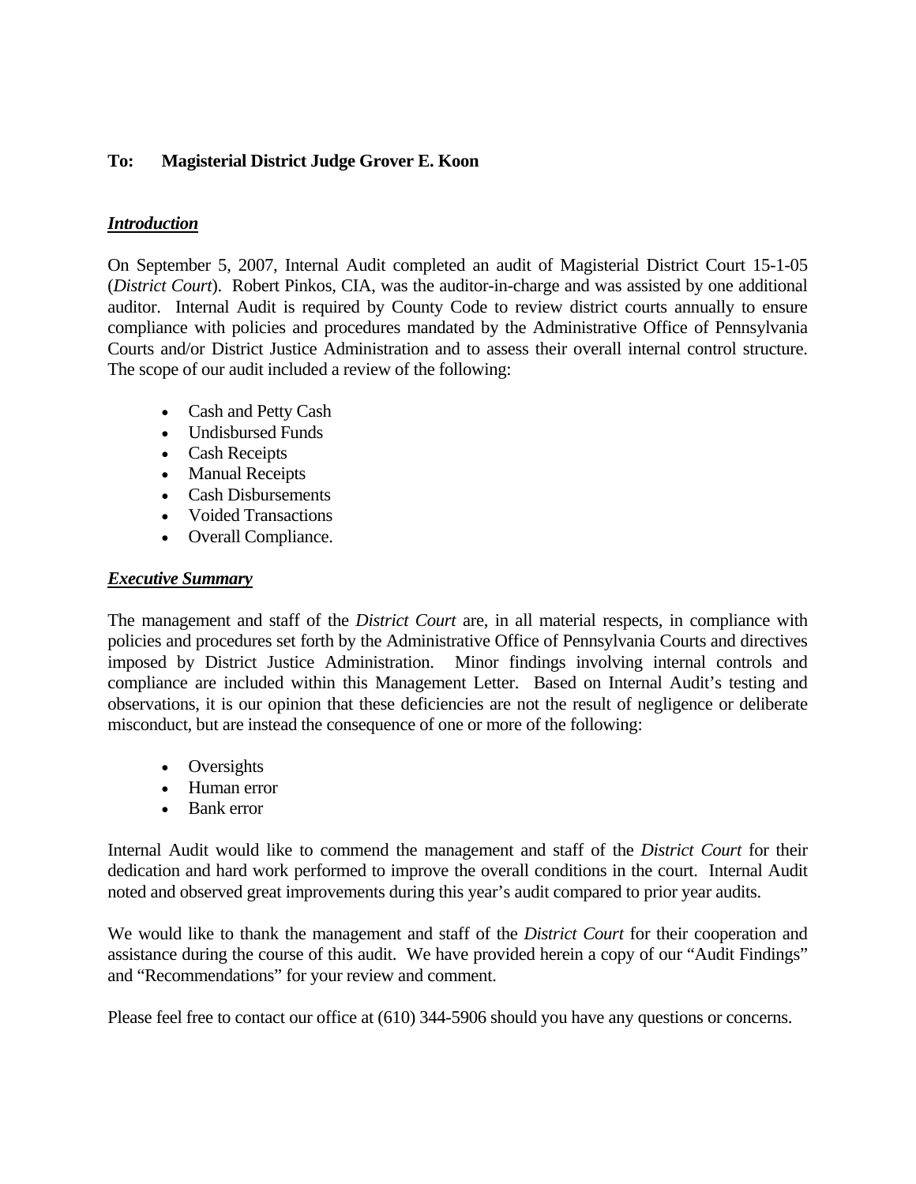**To: Magisterial District Judge Grover E. Koon**

***Introduction***

On September 5, 2007, Internal Audit completed an audit of Magisterial District Court 15-1-05 (*District Court*). Robert Pinkos, CIA, was the auditor-in-charge and was assisted by one additional auditor. Internal Audit is required by County Code to review district courts annually to ensure compliance with policies and procedures mandated by the Administrative Office of Pennsylvania Courts and/or District Justice Administration and to assess their overall internal control structure. The scope of our audit included a review of the following:

- Cash and Petty Cash
- Undisbursed Funds
- Cash Receipts
- Manual Receipts
- Cash Disbursements
- Voided Transactions
- Overall Compliance.

***Executive Summary***

The management and staff of the *District Court* are, in all material respects, in compliance with policies and procedures set forth by the Administrative Office of Pennsylvania Courts and directives imposed by District Justice Administration. Minor findings involving internal controls and compliance are included within this Management Letter. Based on Internal Audit's testing and observations, it is our opinion that these deficiencies are not the result of negligence or deliberate misconduct, but are instead the consequence of one or more of the following:

- Oversights
- Human error
- Bank error

Internal Audit would like to commend the management and staff of the *District Court* for their dedication and hard work performed to improve the overall conditions in the court. Internal Audit noted and observed great improvements during this year's audit compared to prior year audits.

We would like to thank the management and staff of the *District Court* for their cooperation and assistance during the course of this audit. We have provided herein a copy of our "Audit Findings" and "Recommendations" for your review and comment.

Please feel free to contact our office at (610) 344-5906 should you have any questions or concerns.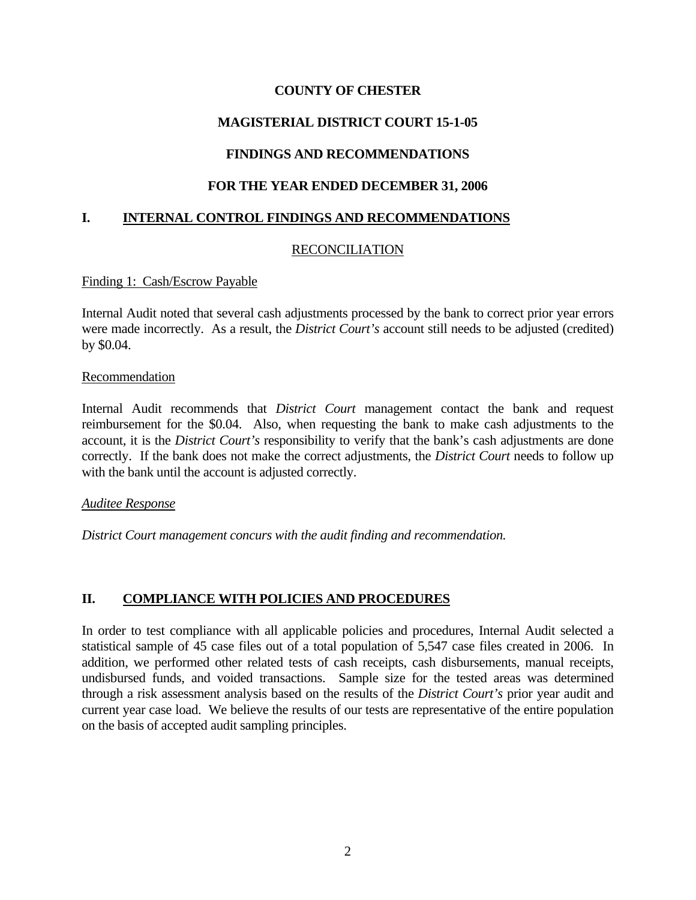**COUNTY OF CHESTER**

**MAGISTERIAL DISTRICT COURT 15-1-05**

**FINDINGS AND RECOMMENDATIONS**

**FOR THE YEAR ENDED DECEMBER 31, 2006**

## I. INTERNAL CONTROL FINDINGS AND RECOMMENDATIONS

### RECONCILIATION

Finding 1: Cash/Escrow Payable

Internal Audit noted that several cash adjustments processed by the bank to correct prior year errors were made incorrectly. As a result, the *District Court's* account still needs to be adjusted (credited) by $0.04.

Recommendation

Internal Audit recommends that *District Court* management contact the bank and request reimbursement for the $0.04. Also, when requesting the bank to make cash adjustments to the account, it is the *District Court's* responsibility to verify that the bank's cash adjustments are done correctly. If the bank does not make the correct adjustments, the *District Court* needs to follow up with the bank until the account is adjusted correctly.

*Auditee Response*

*District Court management concurs with the audit finding and recommendation.*

## II. COMPLIANCE WITH POLICIES AND PROCEDURES

In order to test compliance with all applicable policies and procedures, Internal Audit selected a statistical sample of 45 case files out of a total population of 5,547 case files created in 2006. In addition, we performed other related tests of cash receipts, cash disbursements, manual receipts, undisbursed funds, and voided transactions. Sample size for the tested areas was determined through a risk assessment analysis based on the results of the *District Court's* prior year audit and current year case load. We believe the results of our tests are representative of the entire population on the basis of accepted audit sampling principles.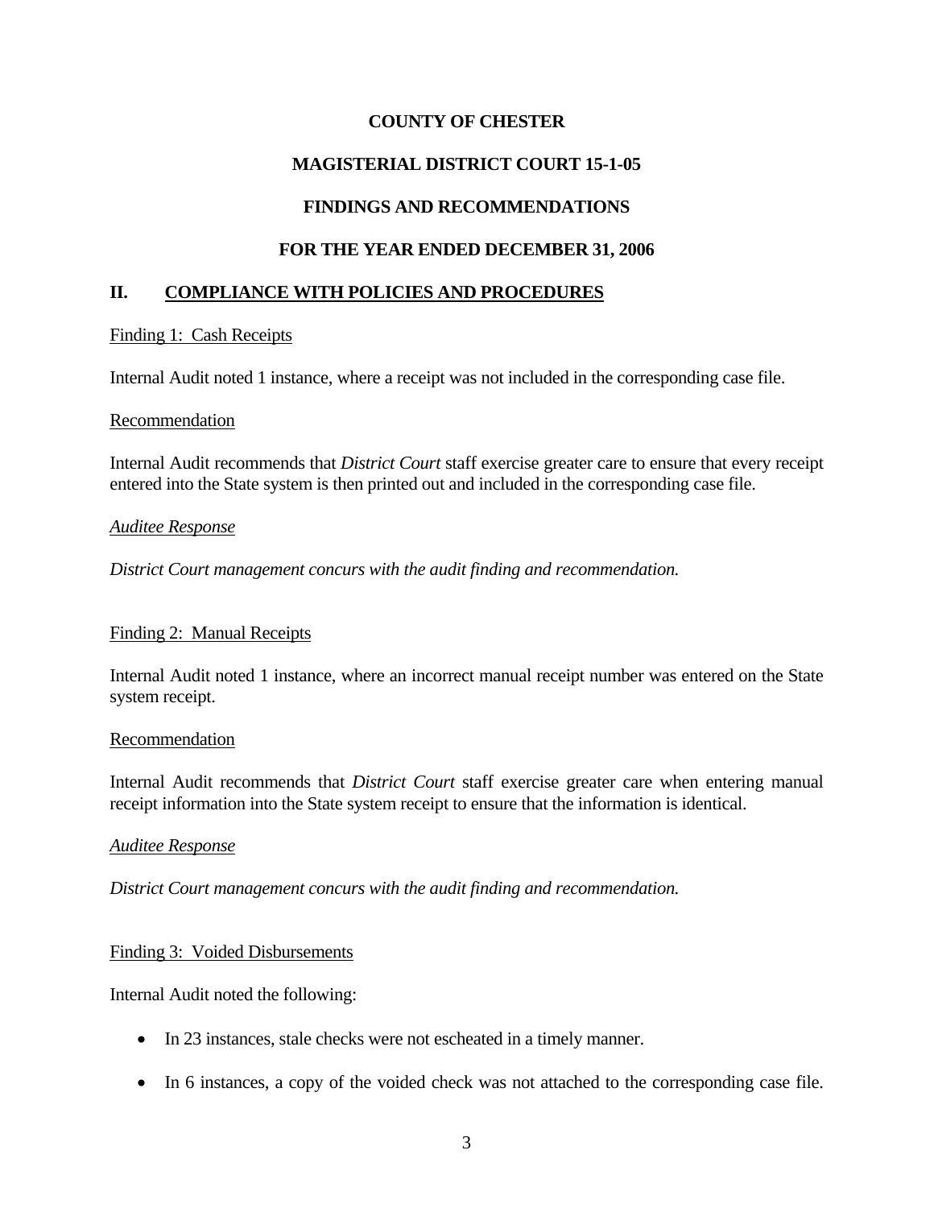**COUNTY OF CHESTER**

**MAGISTERIAL DISTRICT COURT 15-1-05**

**FINDINGS AND RECOMMENDATIONS**

**FOR THE YEAR ENDED DECEMBER 31, 2006**

## II. COMPLIANCE WITH POLICIES AND PROCEDURES

Finding 1: Cash Receipts

Internal Audit noted 1 instance, where a receipt was not included in the corresponding case file.

Recommendation

Internal Audit recommends that *District Court* staff exercise greater care to ensure that every receipt entered into the State system is then printed out and included in the corresponding case file.

*Auditee Response*

*District Court management concurs with the audit finding and recommendation.*

Finding 2: Manual Receipts

Internal Audit noted 1 instance, where an incorrect manual receipt number was entered on the State system receipt.

Recommendation

Internal Audit recommends that *District Court* staff exercise greater care when entering manual receipt information into the State system receipt to ensure that the information is identical.

*Auditee Response*

*District Court management concurs with the audit finding and recommendation.*

Finding 3: Voided Disbursements

Internal Audit noted the following:

- In 23 instances, stale checks were not escheated in a timely manner.
- In 6 instances, a copy of the voided check was not attached to the corresponding case file.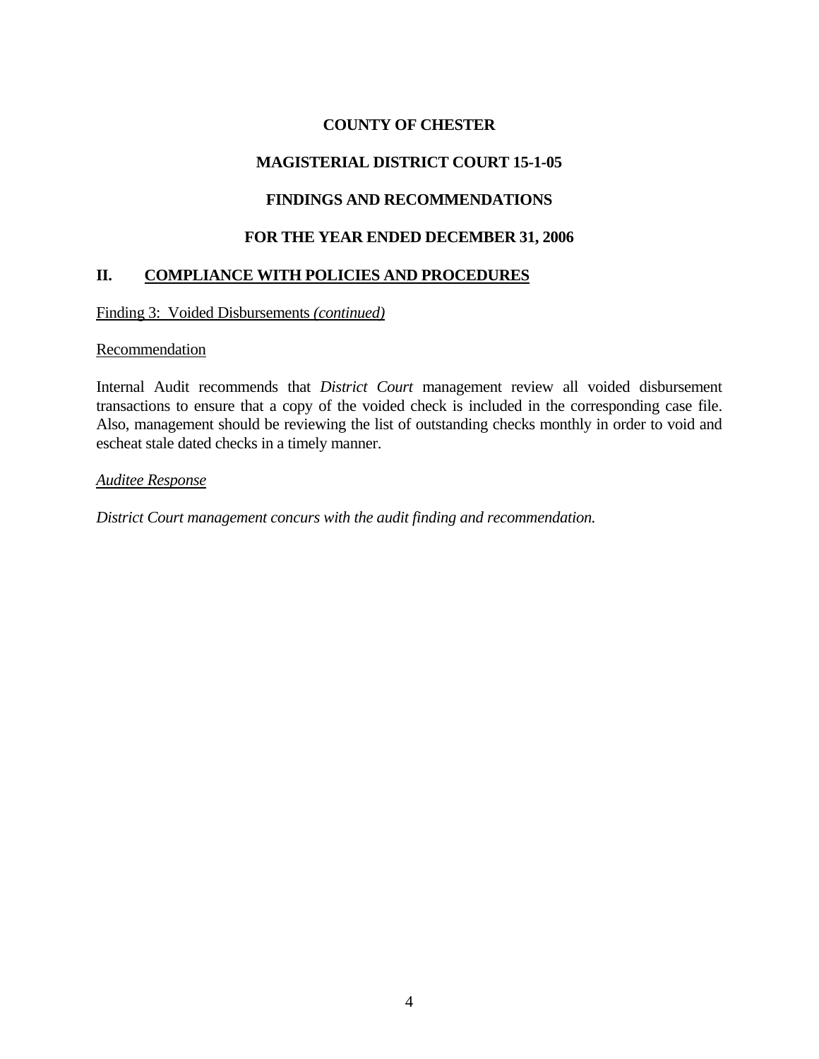**COUNTY OF CHESTER**

**MAGISTERIAL DISTRICT COURT 15-1-05**

**FINDINGS AND RECOMMENDATIONS**

**FOR THE YEAR ENDED DECEMBER 31, 2006**

## II. COMPLIANCE WITH POLICIES AND PROCEDURES

Finding 3: Voided Disbursements *(continued)*

Recommendation

Internal Audit recommends that *District Court* management review all voided disbursement transactions to ensure that a copy of the voided check is included in the corresponding case file. Also, management should be reviewing the list of outstanding checks monthly in order to void and escheat stale dated checks in a timely manner.

*Auditee Response*

*District Court management concurs with the audit finding and recommendation.*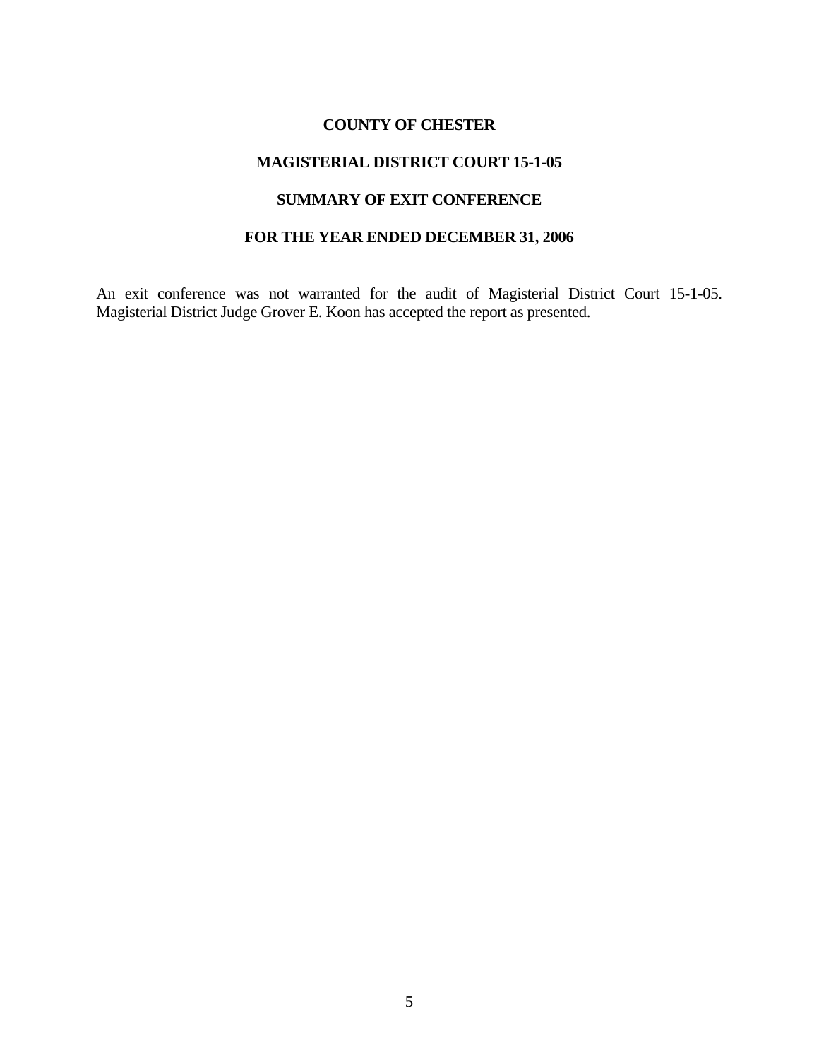**COUNTY OF CHESTER**

**MAGISTERIAL DISTRICT COURT 15-1-05**

**SUMMARY OF EXIT CONFERENCE**

**FOR THE YEAR ENDED DECEMBER 31, 2006**

An exit conference was not warranted for the audit of Magisterial District Court 15-1-05. Magisterial District Judge Grover E. Koon has accepted the report as presented.